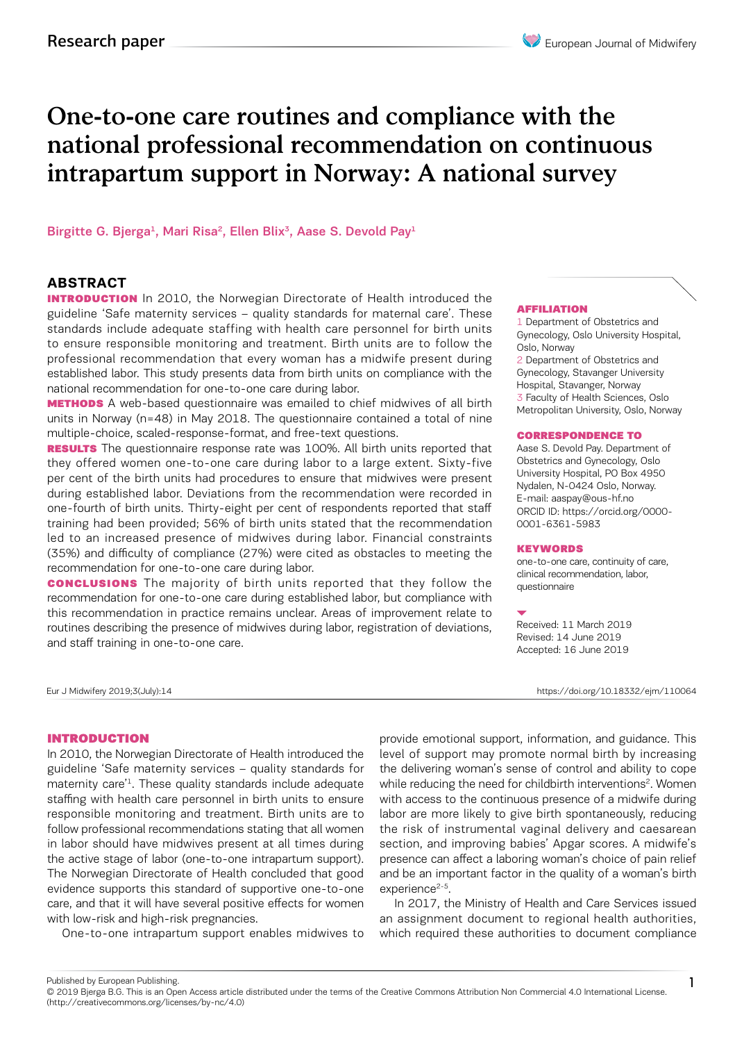Research paper

# One-to-one care routines and compliance with the national professional recommendation on continuous intrapartum support in Norway: A national survey

Birgitte G. Bjerga[1], Mari Risa[2], Ellen Blix[3], Aase S. Devold Pay[1]

## ABSTRACT

**INTRODUCTION** In 2010, the Norwegian Directorate of Health introduced the guideline 'Safe maternity services – quality standards for maternal care'. These standards include adequate staffing with health care personnel for birth units to ensure responsible monitoring and treatment. Birth units are to follow the professional recommendation that every woman has a midwife present during established labor. This study presents data from birth units on compliance with the national recommendation for one-to-one care during labor.

**METHODS** A web-based questionnaire was emailed to chief midwives of all birth units in Norway (n=48) in May 2018. The questionnaire contained a total of nine multiple-choice, scaled-response-format, and free-text questions.

**RESULTS** The questionnaire response rate was 100%. All birth units reported that they offered women one-to-one care during labor to a large extent. Sixty-five per cent of the birth units had procedures to ensure that midwives were present during established labor. Deviations from the recommendation were recorded in one-fourth of birth units. Thirty-eight per cent of respondents reported that staff training had been provided; 56% of birth units stated that the recommendation led to an increased presence of midwives during labor. Financial constraints (35%) and difficulty of compliance (27%) were cited as obstacles to meeting the recommendation for one-to-one care during labor.

**CONCLUSIONS** The majority of birth units reported that they follow the recommendation for one-to-one care during established labor, but compliance with this recommendation in practice remains unclear. Areas of improvement relate to routines describing the presence of midwives during labor, registration of deviations, and staff training in one-to-one care.

**AFFILIATION**
1 Department of Obstetrics and Gynecology, Oslo University Hospital, Oslo, Norway
2 Department of Obstetrics and Gynecology, Stavanger University Hospital, Stavanger, Norway
3 Faculty of Health Sciences, Oslo Metropolitan University, Oslo, Norway

**CORRESPONDENCE TO**
Aase S. Devold Pay. Department of Obstetrics and Gynecology, Oslo University Hospital, PO Box 4950 Nydalen, N-0424 Oslo, Norway.
E-mail: aaspay@ous-hf.no
ORCID ID: https://orcid.org/0000-0001-6361-5983

**KEYWORDS**
one-to-one care, continuity of care, clinical recommendation, labor, questionnaire

Received: 11 March 2019
Revised: 14 June 2019
Accepted: 16 June 2019

Eur J Midwifery 2019;3(July):14 https://doi.org/10.18332/ejm/110064

## INTRODUCTION

In 2010, the Norwegian Directorate of Health introduced the guideline 'Safe maternity services – quality standards for maternity care'[1]. These quality standards include adequate staffing with health care personnel in birth units to ensure responsible monitoring and treatment. Birth units are to follow professional recommendations stating that all women in labor should have midwives present at all times during the active stage of labor (one-to-one intrapartum support). The Norwegian Directorate of Health concluded that good evidence supports this standard of supportive one-to-one care, and that it will have several positive effects for women with low-risk and high-risk pregnancies.

One-to-one intrapartum support enables midwives to provide emotional support, information, and guidance. This level of support may promote normal birth by increasing the delivering woman's sense of control and ability to cope while reducing the need for childbirth interventions[2]. Women with access to the continuous presence of a midwife during labor are more likely to give birth spontaneously, reducing the risk of instrumental vaginal delivery and caesarean section, and improving babies' Apgar scores. A midwife's presence can affect a laboring woman's choice of pain relief and be an important factor in the quality of a woman's birth experience[2-5].

In 2017, the Ministry of Health and Care Services issued an assignment document to regional health authorities, which required these authorities to document compliance

Published by European Publishing.
© 2019 Bjerga B.G. This is an Open Access article distributed under the terms of the Creative Commons Attribution Non Commercial 4.0 International License. (http://creativecommons.org/licenses/by-nc/4.0)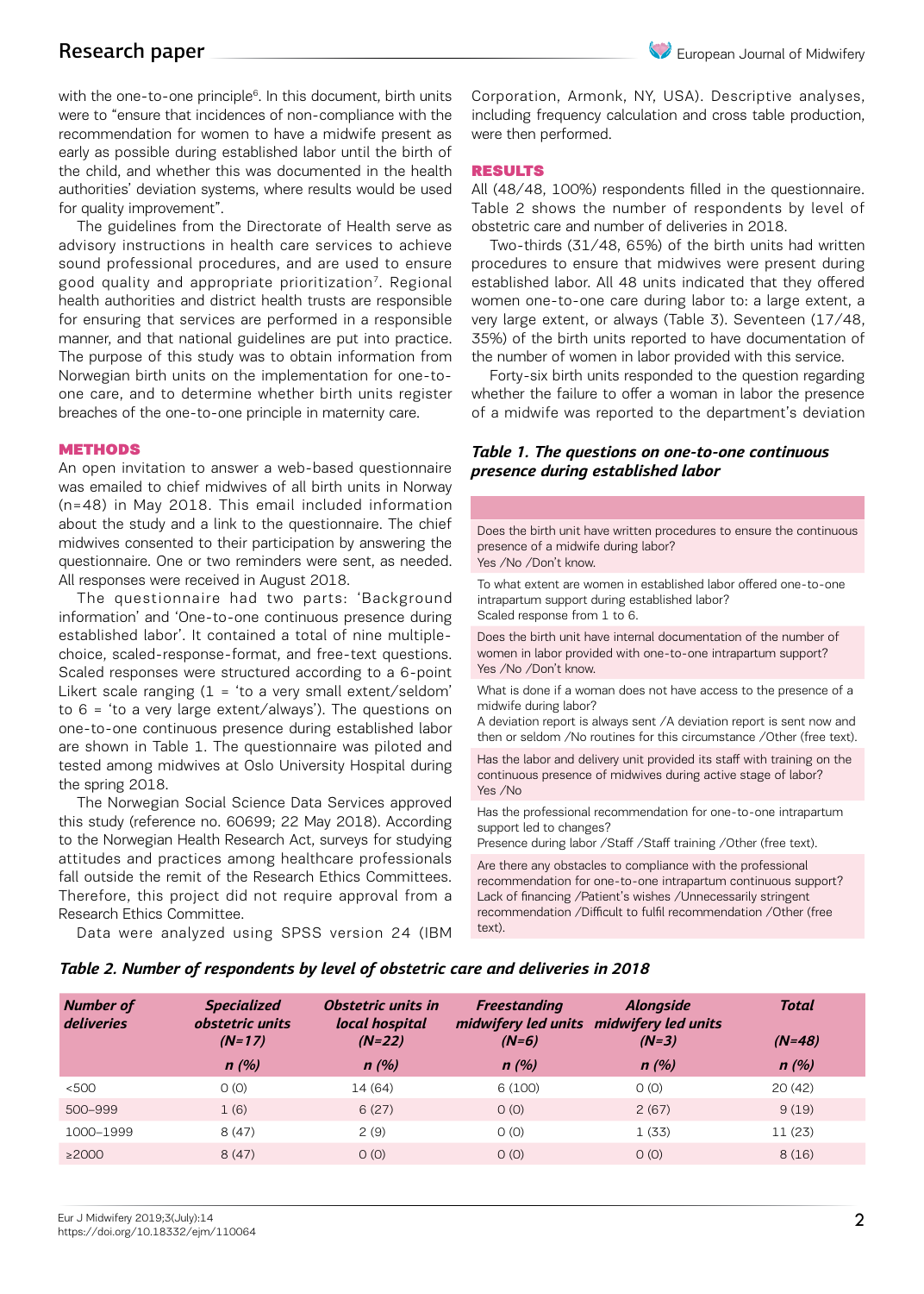with the one-to-one principle[6]. In this document, birth units were to "ensure that incidences of non-compliance with the recommendation for women to have a midwife present as early as possible during established labor until the birth of the child, and whether this was documented in the health authorities' deviation systems, where results would be used for quality improvement".

The guidelines from the Directorate of Health serve as advisory instructions in health care services to achieve sound professional procedures, and are used to ensure good quality and appropriate prioritization[7]. Regional health authorities and district health trusts are responsible for ensuring that services are performed in a responsible manner, and that national guidelines are put into practice. The purpose of this study was to obtain information from Norwegian birth units on the implementation for one-to-one care, and to determine whether birth units register breaches of the one-to-one principle in maternity care.

## METHODS

An open invitation to answer a web-based questionnaire was emailed to chief midwives of all birth units in Norway (n=48) in May 2018. This email included information about the study and a link to the questionnaire. The chief midwives consented to their participation by answering the questionnaire. One or two reminders were sent, as needed. All responses were received in August 2018.

The questionnaire had two parts: 'Background information' and 'One-to-one continuous presence during established labor'. It contained a total of nine multiple-choice, scaled-response-format, and free-text questions. Scaled responses were structured according to a 6-point Likert scale ranging (1 = 'to a very small extent/seldom' to 6 = 'to a very large extent/always'). The questions on one-to-one continuous presence during established labor are shown in Table 1. The questionnaire was piloted and tested among midwives at Oslo University Hospital during the spring 2018.

The Norwegian Social Science Data Services approved this study (reference no. 60699; 22 May 2018). According to the Norwegian Health Research Act, surveys for studying attitudes and practices among healthcare professionals fall outside the remit of the Research Ethics Committees. Therefore, this project did not require approval from a Research Ethics Committee.

Data were analyzed using SPSS version 24 (IBM Corporation, Armonk, NY, USA). Descriptive analyses, including frequency calculation and cross table production, were then performed.

## RESULTS

All (48/48, 100%) respondents filled in the questionnaire. Table 2 shows the number of respondents by level of obstetric care and number of deliveries in 2018.

Two-thirds (31/48, 65%) of the birth units had written procedures to ensure that midwives were present during established labor. All 48 units indicated that they offered women one-to-one care during labor to: a large extent, a very large extent, or always (Table 3). Seventeen (17/48, 35%) of the birth units reported to have documentation of the number of women in labor provided with this service.

Forty-six birth units responded to the question regarding whether the failure to offer a woman in labor the presence of a midwife was reported to the department's deviation

***Table 1. The questions on one-to-one continuous presence during established labor***

| |
|---|
| Does the birth unit have written procedures to ensure the continuous presence of a midwife during labor?<br>Yes /No /Don't know. |
| To what extent are women in established labor offered one-to-one intrapartum support during established labor?<br>Scaled response from 1 to 6. |
| Does the birth unit have internal documentation of the number of women in labor provided with one-to-one intrapartum support?<br>Yes /No /Don't know. |
| What is done if a woman does not have access to the presence of a midwife during labor?<br>A deviation report is always sent /A deviation report is sent now and then or seldom /No routines for this circumstance /Other (free text). |
| Has the labor and delivery unit provided its staff with training on the continuous presence of midwives during active stage of labor?<br>Yes /No |
| Has the professional recommendation for one-to-one intrapartum support led to changes?<br>Presence during labor /Staff /Staff training /Other (free text). |
| Are there any obstacles to compliance with the professional recommendation for one-to-one intrapartum continuous support?<br>Lack of financing /Patient's wishes /Unnecessarily stringent recommendation /Difficult to fulfil recommendation /Other (free text). |

***Table 2. Number of respondents by level of obstetric care and deliveries in 2018***

| *Number of deliveries* | *Specialized obstetric units (N=17)* | *Obstetric units in local hospital (N=22)* | *Freestanding midwifery led units (N=6)* | *Alongside midwifery led units (N=3)* | *Total (N=48)* |
|---|---|---|---|---|---|
| | *n (%)* | *n (%)* | *n (%)* | *n (%)* | *n (%)* |
| <500 | 0 (0) | 14 (64) | 6 (100) | 0 (0) | 20 (42) |
| 500–999 | 1 (6) | 6 (27) | 0 (0) | 2 (67) | 9 (19) |
| 1000–1999 | 8 (47) | 2 (9) | 0 (0) | 1 (33) | 11 (23) |
| ≥2000 | 8 (47) | 0 (0) | 0 (0) | 0 (0) | 8 (16) |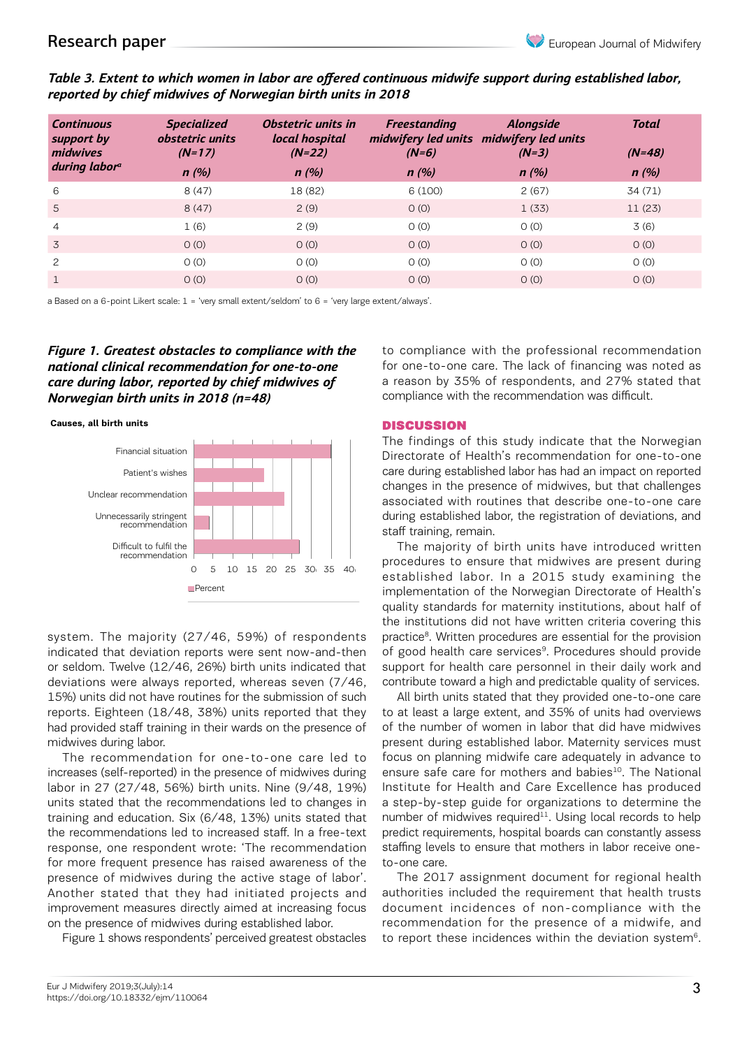*Table 3. Extent to which women in labor are offered continuous midwife support during established labor, reported by chief midwives of Norwegian birth units in 2018*

| Continuous support by midwives during labor[a] | Specialized obstetric units (N=17) n (%) | Obstetric units in local hospital (N=22) n (%) | Freestanding midwifery led units (N=6) n (%) | Alongside midwifery led units (N=3) n (%) | Total (N=48) n (%) |
|---|---|---|---|---|---|
| 6 | 8 (47) | 18 (82) | 6 (100) | 2 (67) | 34 (71) |
| 5 | 8 (47) | 2 (9) | 0 (0) | 1 (33) | 11 (23) |
| 4 | 1 (6) | 2 (9) | 0 (0) | 0 (0) | 3 (6) |
| 3 | 0 (0) | 0 (0) | 0 (0) | 0 (0) | 0 (0) |
| 2 | 0 (0) | 0 (0) | 0 (0) | 0 (0) | 0 (0) |
| 1 | 0 (0) | 0 (0) | 0 (0) | 0 (0) | 0 (0) |

a Based on a 6-point Likert scale: 1 = 'very small extent/seldom' to 6 = 'very large extent/always'.

***Figure 1. Greatest obstacles to compliance with the national clinical recommendation for one-to-one care during labor, reported by chief midwives of Norwegian birth units in 2018 (n=48)***

**Causes, all birth units**

| Cause | Percent (approx.) |
|---|---|
| Financial situation | 35 |
| Patient's wishes | 18 |
| Unclear recommendation | 23 |
| Unnecessarily stringent recommendation | 4 |
| Difficult to fulfil the recommendation | 27 |

system. The majority (27/46, 59%) of respondents indicated that deviation reports were sent now-and-then or seldom. Twelve (12/46, 26%) birth units indicated that deviations were always reported, whereas seven (7/46, 15%) units did not have routines for the submission of such reports. Eighteen (18/48, 38%) units reported that they had provided staff training in their wards on the presence of midwives during labor.

The recommendation for one-to-one care led to increases (self-reported) in the presence of midwives during labor in 27 (27/48, 56%) birth units. Nine (9/48, 19%) units stated that the recommendations led to changes in training and education. Six (6/48, 13%) units stated that the recommendations led to increased staff. In a free-text response, one respondent wrote: 'The recommendation for more frequent presence has raised awareness of the presence of midwives during the active stage of labor'. Another stated that they had initiated projects and improvement measures directly aimed at increasing focus on the presence of midwives during established labor.

Figure 1 shows respondents' perceived greatest obstacles to compliance with the professional recommendation for one-to-one care. The lack of financing was noted as a reason by 35% of respondents, and 27% stated that compliance with the recommendation was difficult.

## DISCUSSION

The findings of this study indicate that the Norwegian Directorate of Health's recommendation for one-to-one care during established labor has had an impact on reported changes in the presence of midwives, but that challenges associated with routines that describe one-to-one care during established labor, the registration of deviations, and staff training, remain.

The majority of birth units have introduced written procedures to ensure that midwives are present during established labor. In a 2015 study examining the implementation of the Norwegian Directorate of Health's quality standards for maternity institutions, about half of the institutions did not have written criteria covering this practice[8]. Written procedures are essential for the provision of good health care services[9]. Procedures should provide support for health care personnel in their daily work and contribute toward a high and predictable quality of services.

All birth units stated that they provided one-to-one care to at least a large extent, and 35% of units had overviews of the number of women in labor that did have midwives present during established labor. Maternity services must focus on planning midwife care adequately in advance to ensure safe care for mothers and babies[10]. The National Institute for Health and Care Excellence has produced a step-by-step guide for organizations to determine the number of midwives required[11]. Using local records to help predict requirements, hospital boards can constantly assess staffing levels to ensure that mothers in labor receive one-to-one care.

The 2017 assignment document for regional health authorities included the requirement that health trusts document incidences of non-compliance with the recommendation for the presence of a midwife, and to report these incidences within the deviation system[6].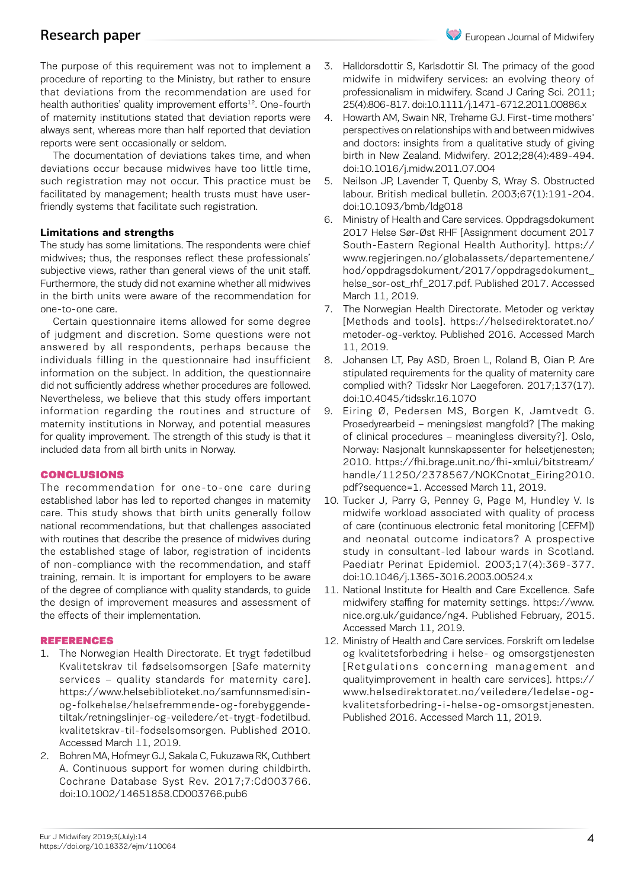The purpose of this requirement was not to implement a procedure of reporting to the Ministry, but rather to ensure that deviations from the recommendation are used for health authorities' quality improvement efforts[12]. One-fourth of maternity institutions stated that deviation reports were always sent, whereas more than half reported that deviation reports were sent occasionally or seldom.

The documentation of deviations takes time, and when deviations occur because midwives have too little time, such registration may not occur. This practice must be facilitated by management; health trusts must have user-friendly systems that facilitate such registration.

### Limitations and strengths

The study has some limitations. The respondents were chief midwives; thus, the responses reflect these professionals' subjective views, rather than general views of the unit staff. Furthermore, the study did not examine whether all midwives in the birth units were aware of the recommendation for one-to-one care.

Certain questionnaire items allowed for some degree of judgment and discretion. Some questions were not answered by all respondents, perhaps because the individuals filling in the questionnaire had insufficient information on the subject. In addition, the questionnaire did not sufficiently address whether procedures are followed. Nevertheless, we believe that this study offers important information regarding the routines and structure of maternity institutions in Norway, and potential measures for quality improvement. The strength of this study is that it included data from all birth units in Norway.

## CONCLUSIONS

The recommendation for one-to-one care during established labor has led to reported changes in maternity care. This study shows that birth units generally follow national recommendations, but that challenges associated with routines that describe the presence of midwives during the established stage of labor, registration of incidents of non-compliance with the recommendation, and staff training, remain. It is important for employers to be aware of the degree of compliance with quality standards, to guide the design of improvement measures and assessment of the effects of their implementation.

## REFERENCES

1. The Norwegian Health Directorate. Et trygt fødetilbud Kvalitetskrav til fødselsomsorgen [Safe maternity services – quality standards for maternity care]. https://www.helsebiblioteket.no/samfunnsmedisin-og-folkehelse/helsefremmende-og-forebyggende-tiltak/retningslinjer-og-veiledere/et-trygt-fodetilbud.kvalitetskrav-til-fodselsomsorgen. Published 2010. Accessed March 11, 2019.
2. Bohren MA, Hofmeyr GJ, Sakala C, Fukuzawa RK, Cuthbert A. Continuous support for women during childbirth. Cochrane Database Syst Rev. 2017;7:Cd003766. doi:10.1002/14651858.CD003766.pub6
3. Halldorsdottir S, Karlsdottir SI. The primacy of the good midwife in midwifery services: an evolving theory of professionalism in midwifery. Scand J Caring Sci. 2011; 25(4):806-817. doi:10.1111/j.1471-6712.2011.00886.x
4. Howarth AM, Swain NR, Treharne GJ. First-time mothers' perspectives on relationships with and between midwives and doctors: insights from a qualitative study of giving birth in New Zealand. Midwifery. 2012;28(4):489-494. doi:10.1016/j.midw.2011.07.004
5. Neilson JP, Lavender T, Quenby S, Wray S. Obstructed labour. British medical bulletin. 2003;67(1):191-204. doi:10.1093/bmb/ldg018
6. Ministry of Health and Care services. Oppdragsdokument 2017 Helse Sør-Øst RHF [Assignment document 2017 South-Eastern Regional Health Authority]. https://www.regjeringen.no/globalassets/departementene/hod/oppdragsdokument/2017/oppdragsdokument_helse_sor-ost_rhf_2017.pdf. Published 2017. Accessed March 11, 2019.
7. The Norwegian Health Directorate. Metoder og verktøy [Methods and tools]. https://helsedirektoratet.no/metoder-og-verktoy. Published 2016. Accessed March 11, 2019.
8. Johansen LT, Pay ASD, Broen L, Roland B, Oian P. Are stipulated requirements for the quality of maternity care complied with? Tidsskr Nor Laegeforen. 2017;137(17). doi:10.4045/tidsskr.16.1070
9. Eiring Ø, Pedersen MS, Borgen K, Jamtvedt G. Prosedyrearbeid – meningsløst mangfold? [The making of clinical procedures – meaningless diversity?]. Oslo, Norway: Nasjonalt kunnskapssenter for helsetjenesten; 2010. https://fhi.brage.unit.no/fhi-xmlui/bitstream/handle/11250/2378567/NOKCnotat_Eiring2010.pdf?sequence=1. Accessed March 11, 2019.
10. Tucker J, Parry G, Penney G, Page M, Hundley V. Is midwife workload associated with quality of process of care (continuous electronic fetal monitoring [CEFM]) and neonatal outcome indicators? A prospective study in consultant-led labour wards in Scotland. Paediatr Perinat Epidemiol. 2003;17(4):369-377. doi:10.1046/j.1365-3016.2003.00524.x
11. National Institute for Health and Care Excellence. Safe midwifery staffing for maternity settings. https://www.nice.org.uk/guidance/ng4. Published February, 2015. Accessed March 11, 2019.
12. Ministry of Health and Care services. Forskrift om ledelse og kvalitetsforbedring i helse- og omsorgstjenesten [Retgulations concerning management and qualityimprovement in health care services]. https://www.helsedirektoratet.no/veiledere/ledelse-og-kvalitetsforbedring-i-helse-og-omsorgstjenesten. Published 2016. Accessed March 11, 2019.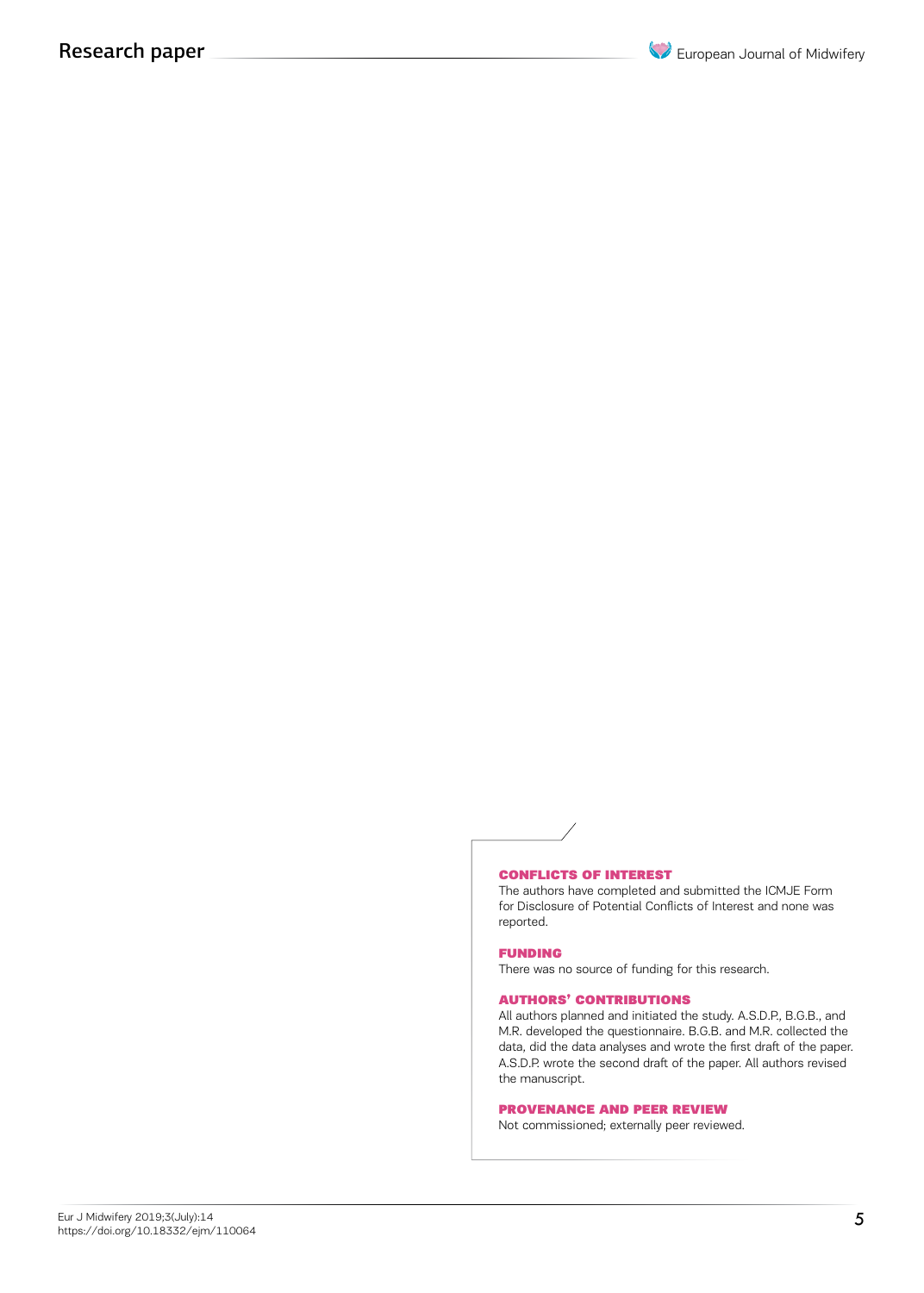## CONFLICTS OF INTEREST

The authors have completed and submitted the ICMJE Form for Disclosure of Potential Conflicts of Interest and none was reported.

## FUNDING

There was no source of funding for this research.

## AUTHORS' CONTRIBUTIONS

All authors planned and initiated the study. A.S.D.P., B.G.B., and M.R. developed the questionnaire. B.G.B. and M.R. collected the data, did the data analyses and wrote the first draft of the paper. A.S.D.P. wrote the second draft of the paper. All authors revised the manuscript.

## PROVENANCE AND PEER REVIEW

Not commissioned; externally peer reviewed.